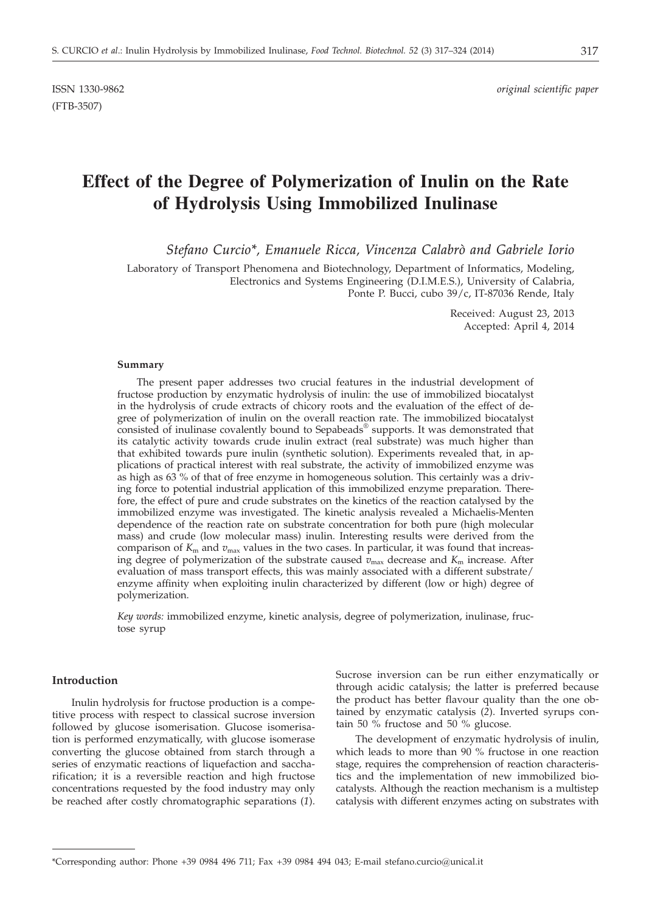ISSN 1330-9862 *original scientific paper*
(FTB-3507)

# Effect of the Degree of Polymerization of Inulin on the Rate of Hydrolysis Using Immobilized Inulinase

*Stefano Curcio\*, Emanuele Ricca, Vincenza Calabrò and Gabriele Iorio*

Laboratory of Transport Phenomena and Biotechnology, Department of Informatics, Modeling, Electronics and Systems Engineering (D.I.M.E.S.), University of Calabria, Ponte P. Bucci, cubo 39/c, IT-87036 Rende, Italy

Received: August 23, 2013
Accepted: April 4, 2014

## Summary

The present paper addresses two crucial features in the industrial development of fructose production by enzymatic hydrolysis of inulin: the use of immobilized biocatalyst in the hydrolysis of crude extracts of chicory roots and the evaluation of the effect of degree of polymerization of inulin on the overall reaction rate. The immobilized biocatalyst consisted of inulinase covalently bound to Sepabeads® supports. It was demonstrated that its catalytic activity towards crude inulin extract (real substrate) was much higher than that exhibited towards pure inulin (synthetic solution). Experiments revealed that, in applications of practical interest with real substrate, the activity of immobilized enzyme was as high as 63 % of that of free enzyme in homogeneous solution. This certainly was a driving force to potential industrial application of this immobilized enzyme preparation. Therefore, the effect of pure and crude substrates on the kinetics of the reaction catalysed by the immobilized enzyme was investigated. The kinetic analysis revealed a Michaelis-Menten dependence of the reaction rate on substrate concentration for both pure (high molecular mass) and crude (low molecular mass) inulin. Interesting results were derived from the comparison of $K_m$ and $v_{max}$ values in the two cases. In particular, it was found that increasing degree of polymerization of the substrate caused $v_{max}$ decrease and $K_m$ increase. After evaluation of mass transport effects, this was mainly associated with a different substrate/enzyme affinity when exploiting inulin characterized by different (low or high) degree of polymerization.

*Key words:* immobilized enzyme, kinetic analysis, degree of polymerization, inulinase, fructose syrup

## Introduction

Inulin hydrolysis for fructose production is a competitive process with respect to classical sucrose inversion followed by glucose isomerisation. Glucose isomerisation is performed enzymatically, with glucose isomerase converting the glucose obtained from starch through a series of enzymatic reactions of liquefaction and saccharification; it is a reversible reaction and high fructose concentrations requested by the food industry may only be reached after costly chromatographic separations (*1*). Sucrose inversion can be run either enzymatically or through acidic catalysis; the latter is preferred because the product has better flavour quality than the one obtained by enzymatic catalysis (*2*). Inverted syrups contain 50 % fructose and 50 % glucose.

The development of enzymatic hydrolysis of inulin, which leads to more than 90 % fructose in one reaction stage, requires the comprehension of reaction characteristics and the implementation of new immobilized biocatalysts. Although the reaction mechanism is a multistep catalysis with different enzymes acting on substrates with

---

\*Corresponding author: Phone +39 0984 496 711; Fax +39 0984 494 043; E-mail stefano.curcio@unical.it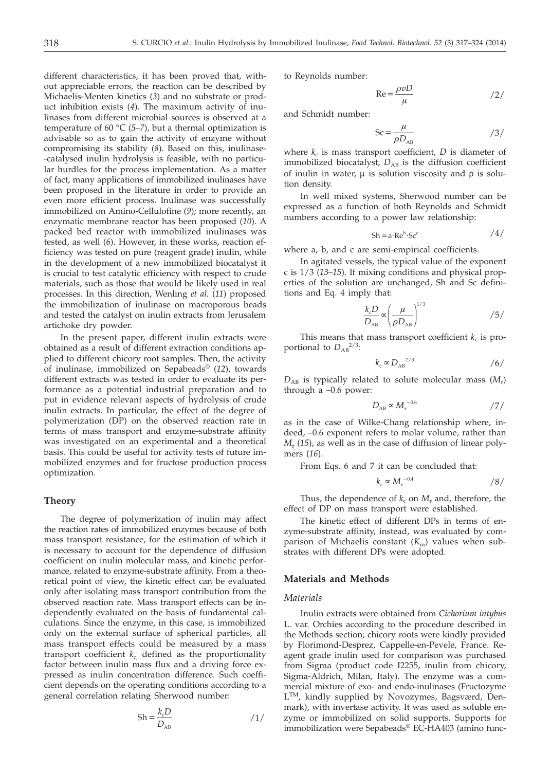different characteristics, it has been proved that, without appreciable errors, the reaction can be described by Michaelis-Menten kinetics (*3*) and no substrate or product inhibition exists (*4*). The maximum activity of inulinases from different microbial sources is observed at a temperature of 60 °C (*5–7*), but a thermal optimization is advisable so as to gain the activity of enzyme without compromising its stability (*8*). Based on this, inulinase-catalysed inulin hydrolysis is feasible, with no particular hurdles for the process implementation. As a matter of fact, many applications of immobilized inulinases have been proposed in the literature in order to provide an even more efficient process. Inulinase was successfully immobilized on Amino-Cellulofine (*9*); more recently, an enzymatic membrane reactor has been proposed (*10*). A packed bed reactor with immobilized inulinases was tested, as well (*6*). However, in these works, reaction efficiency was tested on pure (reagent grade) inulin, while in the development of a new immobilized biocatalyst it is crucial to test catalytic efficiency with respect to crude materials, such as those that would be likely used in real processes. In this direction, Wenling *et al.* (*11*) proposed the immobilization of inulinase on macroporous beads and tested the catalyst on inulin extracts from Jerusalem artichoke dry powder.

In the present paper, different inulin extracts were obtained as a result of different extraction conditions applied to different chicory root samples. Then, the activity of inulinase, immobilized on Sepabeads® (*12*), towards different extracts was tested in order to evaluate its performance as a potential industrial preparation and to put in evidence relevant aspects of hydrolysis of crude inulin extracts. In particular, the effect of the degree of polymerization (DP) on the observed reaction rate in terms of mass transport and enzyme-substrate affinity was investigated on an experimental and a theoretical basis. This could be useful for activity tests of future immobilized enzymes and for fructose production process optimization.

## Theory

The degree of polymerization of inulin may affect the reaction rates of immobilized enzymes because of both mass transport resistance, for the estimation of which it is necessary to account for the dependence of diffusion coefficient on inulin molecular mass, and kinetic performance, related to enzyme-substrate affinity. From a theoretical point of view, the kinetic effect can be evaluated only after isolating mass transport contribution from the observed reaction rate. Mass transport effects can be independently evaluated on the basis of fundamental calculations. Since the enzyme, in this case, is immobilized only on the external surface of spherical particles, all mass transport effects could be measured by a mass transport coefficient $k_c$, defined as the proportionality factor between inulin mass flux and a driving force expressed as inulin concentration difference. Such coefficient depends on the operating conditions according to a general correlation relating Sherwood number:

$$\mathrm{Sh} = \frac{k_c D}{D_{AB}} \qquad /1/$$

to Reynolds number:

$$\mathrm{Re} = \frac{\rho v D}{\mu} \qquad /2/$$

and Schmidt number:

$$\mathrm{Sc} = \frac{\mu}{\rho D_{AB}} \qquad /3/$$

where $k_c$ is mass transport coefficient, $D$ is diameter of immobilized biocatalyst, $D_{AB}$ is the diffusion coefficient of inulin in water, μ is solution viscosity and ρ is solution density.

In well mixed systems, Sherwood number can be expressed as a function of both Reynolds and Schmidt numbers according to a power law relationship:

$$\mathrm{Sh} = a \cdot \mathrm{Re}^b \cdot \mathrm{Sc}^c \qquad /4/$$

where a, b, and c are semi-empirical coefficients.

In agitated vessels, the typical value of the exponent c is 1/3 (*13–15*). If mixing conditions and physical properties of the solution are unchanged, Sh and Sc definitions and Eq. 4 imply that:

$$\frac{k_c D}{D_{AB}} \propto \left(\frac{\mu}{\rho D_{AB}}\right)^{1/3} \qquad /5/$$

This means that mass transport coefficient $k_c$ is proportional to $D_{AB}^{2/3}$:

$$k_c \propto D_{AB}^{\ 2/3} \qquad /6/$$

$D_{AB}$ is typically related to solute molecular mass ($M_r$) through a –0.6 power:

$$D_{AB} \propto M_r^{\ -0.6} \qquad /7/$$

as in the case of Wilke-Chang relationship where, indeed, –0.6 exponent refers to molar volume, rather than $M_r$ (*15*), as well as in the case of diffusion of linear polymers (*16*).

From Eqs. 6 and 7 it can be concluded that:

$$k_c \propto M_r^{\ -0.4} \qquad /8/$$

Thus, the dependence of $k_c$ on $M_r$ and, therefore, the effect of DP on mass transport were established.

The kinetic effect of different DPs in terms of enzyme-substrate affinity, instead, was evaluated by comparison of Michaelis constant ($K_m$) values when substrates with different DPs were adopted.

## Materials and Methods

### *Materials*

Inulin extracts were obtained from *Cichorium intybus* L. var. Orchies according to the procedure described in the Methods section; chicory roots were kindly provided by Florimond-Desprez, Cappelle-en-Pevele, France. Reagent grade inulin used for comparison was purchased from Sigma (product code I2255, inulin from chicory, Sigma-Aldrich, Milan, Italy). The enzyme was a commercial mixture of exo- and endo-inulinases (Fructozyme L™, kindly supplied by Novozymes, Bagsværd, Denmark), with invertase activity. It was used as soluble enzyme or immobilized on solid supports. Supports for immobilization were Sepabeads® EC-HA403 (amino func-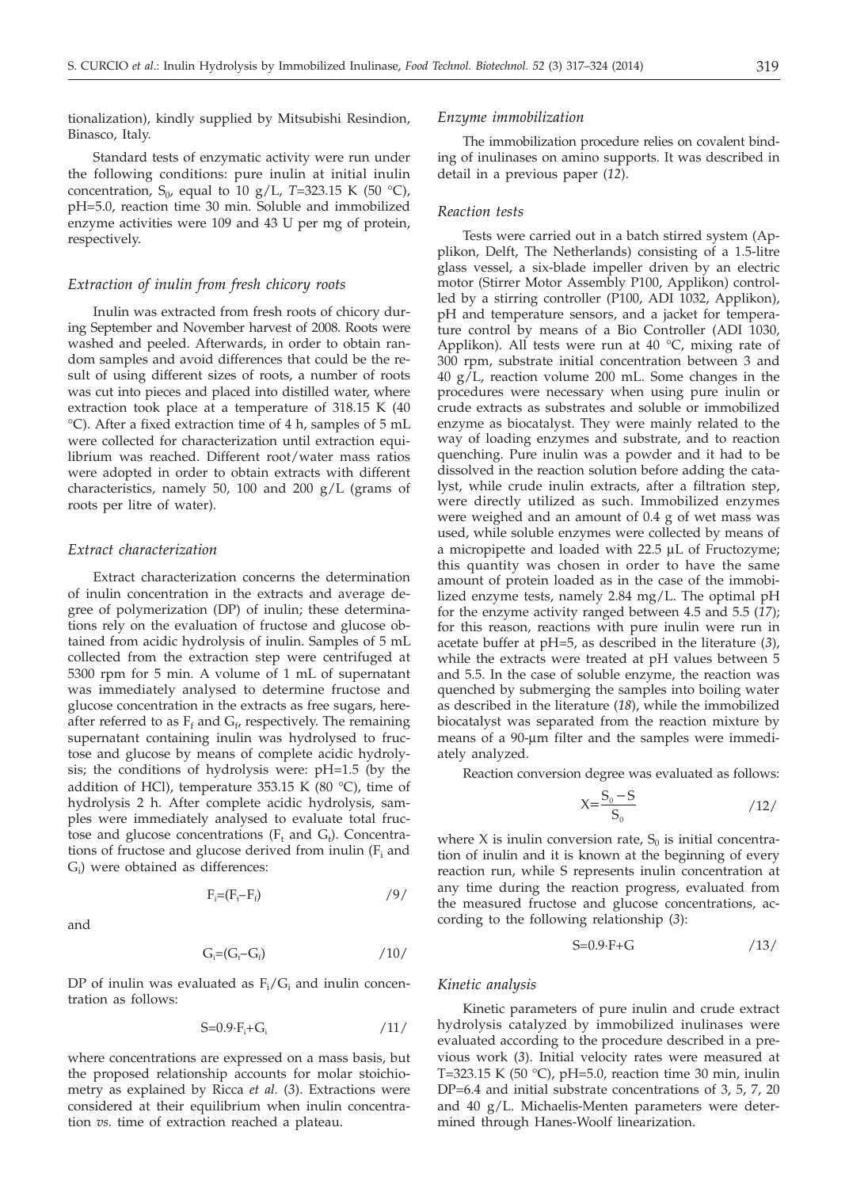tionalization), kindly supplied by Mitsubishi Resindion, Binasco, Italy.

Standard tests of enzymatic activity were run under the following conditions: pure inulin at initial inulin concentration, $S_0$, equal to 10 g/L, $T$=323.15 K (50 °C), pH=5.0, reaction time 30 min. Soluble and immobilized enzyme activities were 109 and 43 U per mg of protein, respectively.

### *Extraction of inulin from fresh chicory roots*

Inulin was extracted from fresh roots of chicory during September and November harvest of 2008. Roots were washed and peeled. Afterwards, in order to obtain random samples and avoid differences that could be the result of using different sizes of roots, a number of roots was cut into pieces and placed into distilled water, where extraction took place at a temperature of 318.15 K (40 °C). After a fixed extraction time of 4 h, samples of 5 mL were collected for characterization until extraction equilibrium was reached. Different root/water mass ratios were adopted in order to obtain extracts with different characteristics, namely 50, 100 and 200 g/L (grams of roots per litre of water).

### *Extract characterization*

Extract characterization concerns the determination of inulin concentration in the extracts and average degree of polymerization (DP) of inulin; these determinations rely on the evaluation of fructose and glucose obtained from acidic hydrolysis of inulin. Samples of 5 mL collected from the extraction step were centrifuged at 5300 rpm for 5 min. A volume of 1 mL of supernatant was immediately analysed to determine fructose and glucose concentration in the extracts as free sugars, hereafter referred to as $F_f$ and $G_f$, respectively. The remaining supernatant containing inulin was hydrolysed to fructose and glucose by means of complete acidic hydrolysis; the conditions of hydrolysis were: pH=1.5 (by the addition of HCl), temperature 353.15 K (80 °C), time of hydrolysis 2 h. After complete acidic hydrolysis, samples were immediately analysed to evaluate total fructose and glucose concentrations ($F_t$ and $G_t$). Concentrations of fructose and glucose derived from inulin ($F_i$ and $G_i$) were obtained as differences:

$$F_i=(F_t-F_f) \qquad /9/$$

and

$$G_i=(G_t-G_f) \qquad /10/$$

DP of inulin was evaluated as $F_i/G_i$ and inulin concentration as follows:

$$S=0.9\cdot F_i+G_i \qquad /11/$$

where concentrations are expressed on a mass basis, but the proposed relationship accounts for molar stoichiometry as explained by Ricca *et al.* (*3*). Extractions were considered at their equilibrium when inulin concentration *vs.* time of extraction reached a plateau.

### *Enzyme immobilization*

The immobilization procedure relies on covalent binding of inulinases on amino supports. It was described in detail in a previous paper (*12*).

### *Reaction tests*

Tests were carried out in a batch stirred system (Applikon, Delft, The Netherlands) consisting of a 1.5-litre glass vessel, a six-blade impeller driven by an electric motor (Stirrer Motor Assembly P100, Applikon) controlled by a stirring controller (P100, ADI 1032, Applikon), pH and temperature sensors, and a jacket for temperature control by means of a Bio Controller (ADI 1030, Applikon). All tests were run at 40 °C, mixing rate of 300 rpm, substrate initial concentration between 3 and 40 g/L, reaction volume 200 mL. Some changes in the procedures were necessary when using pure inulin or crude extracts as substrates and soluble or immobilized enzyme as biocatalyst. They were mainly related to the way of loading enzymes and substrate, and to reaction quenching. Pure inulin was a powder and it had to be dissolved in the reaction solution before adding the catalyst, while crude inulin extracts, after a filtration step, were directly utilized as such. Immobilized enzymes were weighed and an amount of 0.4 g of wet mass was used, while soluble enzymes were collected by means of a micropipette and loaded with 22.5 µL of Fructozyme; this quantity was chosen in order to have the same amount of protein loaded as in the case of the immobilized enzyme tests, namely 2.84 mg/L. The optimal pH for the enzyme activity ranged between 4.5 and 5.5 (*17*); for this reason, reactions with pure inulin were run in acetate buffer at pH=5, as described in the literature (*3*), while the extracts were treated at pH values between 5 and 5.5. In the case of soluble enzyme, the reaction was quenched by submerging the samples into boiling water as described in the literature (*18*), while the immobilized biocatalyst was separated from the reaction mixture by means of a 90-µm filter and the samples were immediately analyzed.

Reaction conversion degree was evaluated as follows:

$$X=\frac{S_0-S}{S_0} \qquad /12/$$

where X is inulin conversion rate, $S_0$ is initial concentration of inulin and it is known at the beginning of every reaction run, while S represents inulin concentration at any time during the reaction progress, evaluated from the measured fructose and glucose concentrations, according to the following relationship (*3*):

$$S=0.9\cdot F+G \qquad /13/$$

### *Kinetic analysis*

Kinetic parameters of pure inulin and crude extract hydrolysis catalyzed by immobilized inulinases were evaluated according to the procedure described in a previous work (*3*). Initial velocity rates were measured at T=323.15 K (50 °C), pH=5.0, reaction time 30 min, inulin DP=6.4 and initial substrate concentrations of 3, 5, 7, 20 and 40 g/L. Michaelis-Menten parameters were determined through Hanes-Woolf linearization.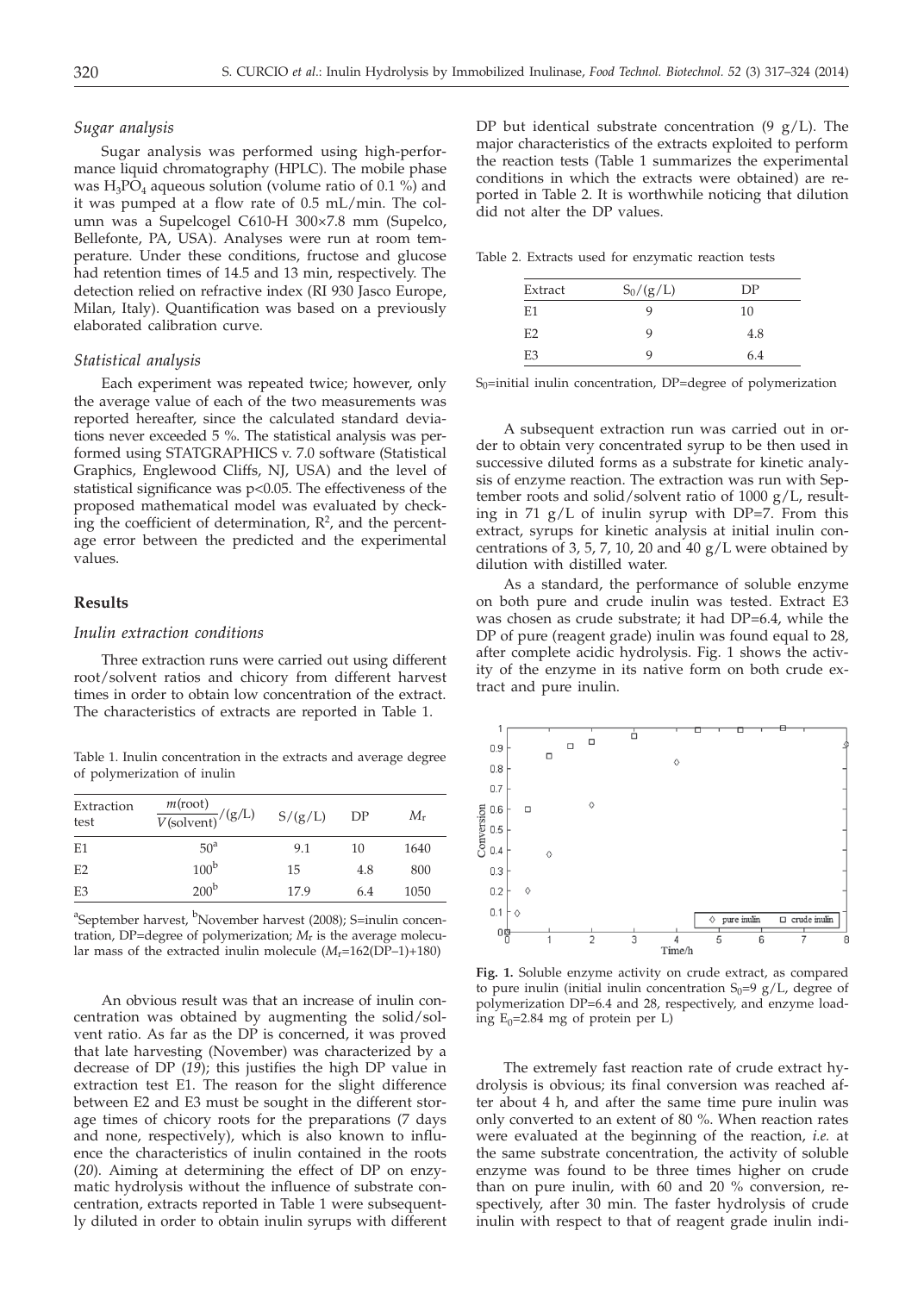### *Sugar analysis*

Sugar analysis was performed using high-performance liquid chromatography (HPLC). The mobile phase was $H_3PO_4$ aqueous solution (volume ratio of 0.1 %) and it was pumped at a flow rate of 0.5 mL/min. The column was a Supelcogel C610-H 300×7.8 mm (Supelco, Bellefonte, PA, USA). Analyses were run at room temperature. Under these conditions, fructose and glucose had retention times of 14.5 and 13 min, respectively. The detection relied on refractive index (RI 930 Jasco Europe, Milan, Italy). Quantification was based on a previously elaborated calibration curve.

### *Statistical analysis*

Each experiment was repeated twice; however, only the average value of each of the two measurements was reported hereafter, since the calculated standard deviations never exceeded 5 %. The statistical analysis was performed using STATGRAPHICS v. 7.0 software (Statistical Graphics, Englewood Cliffs, NJ, USA) and the level of statistical significance was $p<0.05$. The effectiveness of the proposed mathematical model was evaluated by checking the coefficient of determination, $R^2$, and the percentage error between the predicted and the experimental values.

## Results

### *Inulin extraction conditions*

Three extraction runs were carried out using different root/solvent ratios and chicory from different harvest times in order to obtain low concentration of the extract. The characteristics of extracts are reported in Table 1.

Table 1. Inulin concentration in the extracts and average degree of polymerization of inulin

| Extraction test | $\frac{m(\text{root})}{V(\text{solvent})}/(\text{g/L})$ | S/(g/L) | DP | $M_r$ |
|---|---|---|---|---|
| E1 | 50[a] | 9.1 | 10 | 1640 |
| E2 | 100[b] | 15 | 4.8 | 800 |
| E3 | 200[b] | 17.9 | 6.4 | 1050 |

[a]September harvest, [b]November harvest (2008); S=inulin concentration, DP=degree of polymerization; $M_r$ is the average molecular mass of the extracted inulin molecule ($M_r$=162(DP–1)+180)

An obvious result was that an increase of inulin concentration was obtained by augmenting the solid/solvent ratio. As far as the DP is concerned, it was proved that late harvesting (November) was characterized by a decrease of DP (*19*); this justifies the high DP value in extraction test E1. The reason for the slight difference between E2 and E3 must be sought in the different storage times of chicory roots for the preparations (7 days and none, respectively), which is also known to influence the characteristics of inulin contained in the roots (*20*). Aiming at determining the effect of DP on enzymatic hydrolysis without the influence of substrate concentration, extracts reported in Table 1 were subsequently diluted in order to obtain inulin syrups with different DP but identical substrate concentration (9 g/L). The major characteristics of the extracts exploited to perform the reaction tests (Table 1 summarizes the experimental conditions in which the extracts were obtained) are reported in Table 2. It is worthwhile noticing that dilution did not alter the DP values.

Table 2. Extracts used for enzymatic reaction tests

| Extract | $S_0$/(g/L) | DP |
|---|---|---|
| E1 | 9 | 10 |
| E2 | 9 | 4.8 |
| E3 | 9 | 6.4 |

$S_0$=initial inulin concentration, DP=degree of polymerization

A subsequent extraction run was carried out in order to obtain very concentrated syrup to be then used in successive diluted forms as a substrate for kinetic analysis of enzyme reaction. The extraction was run with September roots and solid/solvent ratio of 1000 g/L, resulting in 71 g/L of inulin syrup with DP=7. From this extract, syrups for kinetic analysis at initial inulin concentrations of 3, 5, 7, 10, 20 and 40 g/L were obtained by dilution with distilled water.

As a standard, the performance of soluble enzyme on both pure and crude inulin was tested. Extract E3 was chosen as crude substrate; it had DP=6.4, while the DP of pure (reagent grade) inulin was found equal to 28, after complete acidic hydrolysis. Fig. 1 shows the activity of the enzyme in its native form on both crude extract and pure inulin.

**Fig. 1.** Soluble enzyme activity on crude extract, as compared to pure inulin (initial inulin concentration $S_0$=9 g/L, degree of polymerization DP=6.4 and 28, respectively, and enzyme loading $E_0$=2.84 mg of protein per L)

The extremely fast reaction rate of crude extract hydrolysis is obvious; its final conversion was reached after about 4 h, and after the same time pure inulin was only converted to an extent of 80 %. When reaction rates were evaluated at the beginning of the reaction, *i.e.* at the same substrate concentration, the activity of soluble enzyme was found to be three times higher on crude than on pure inulin, with 60 and 20 % conversion, respectively, after 30 min. The faster hydrolysis of crude inulin with respect to that of reagent grade inulin indi-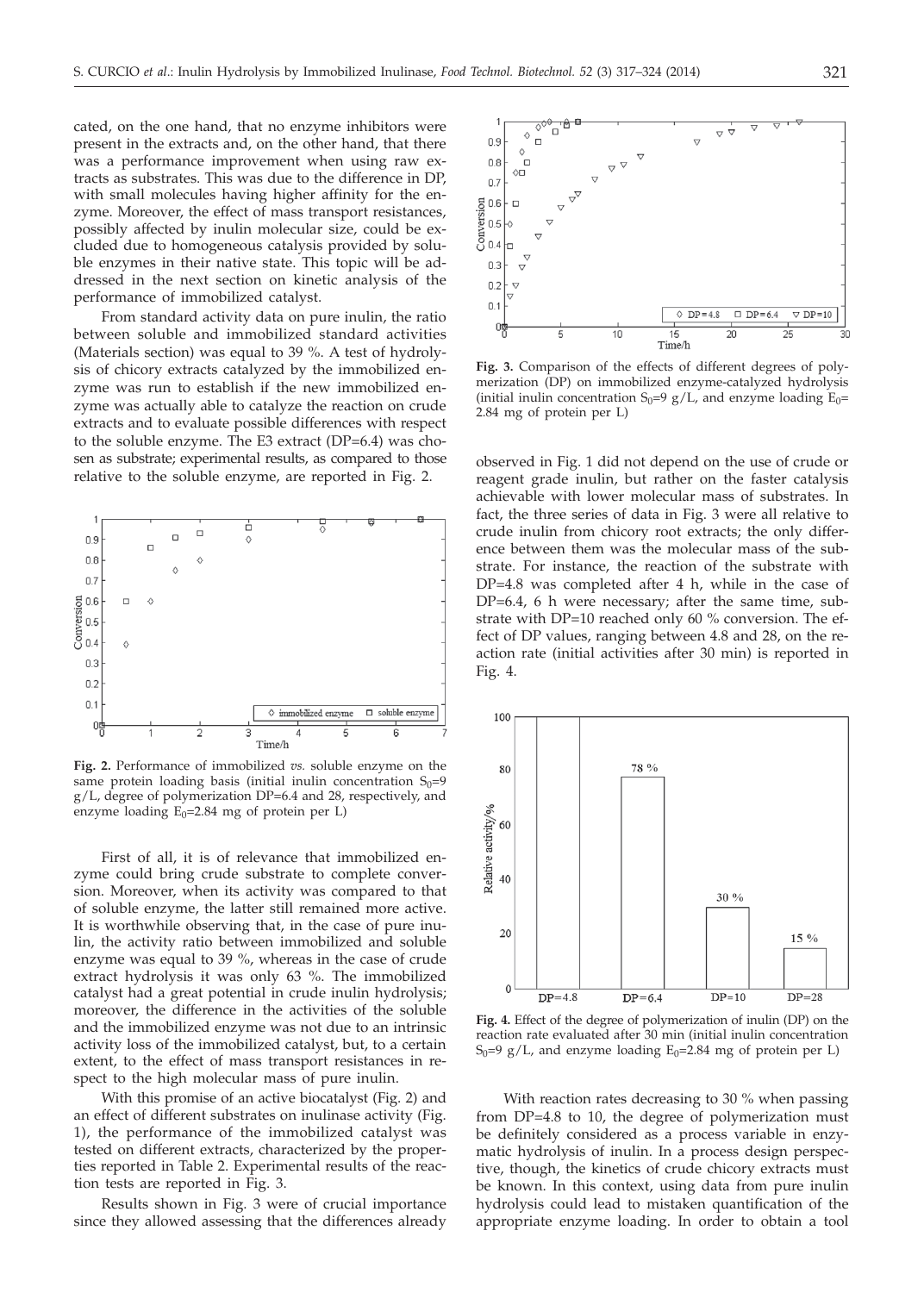cated, on the one hand, that no enzyme inhibitors were present in the extracts and, on the other hand, that there was a performance improvement when using raw extracts as substrates. This was due to the difference in DP, with small molecules having higher affinity for the enzyme. Moreover, the effect of mass transport resistances, possibly affected by inulin molecular size, could be excluded due to homogeneous catalysis provided by soluble enzymes in their native state. This topic will be addressed in the next section on kinetic analysis of the performance of immobilized catalyst.

From standard activity data on pure inulin, the ratio between soluble and immobilized standard activities (Materials section) was equal to 39 %. A test of hydrolysis of chicory extracts catalyzed by the immobilized enzyme was run to establish if the new immobilized enzyme was actually able to catalyze the reaction on crude extracts and to evaluate possible differences with respect to the soluble enzyme. The E3 extract (DP=6.4) was chosen as substrate; experimental results, as compared to those relative to the soluble enzyme, are reported in Fig. 2.

**Fig. 2.** Performance of immobilized *vs.* soluble enzyme on the same protein loading basis (initial inulin concentration $S_0$=9 g/L, degree of polymerization DP=6.4 and 28, respectively, and enzyme loading $E_0$=2.84 mg of protein per L)

First of all, it is of relevance that immobilized enzyme could bring crude substrate to complete conversion. Moreover, when its activity was compared to that of soluble enzyme, the latter still remained more active. It is worthwhile observing that, in the case of pure inulin, the activity ratio between immobilized and soluble enzyme was equal to 39 %, whereas in the case of crude extract hydrolysis it was only 63 %. The immobilized catalyst had a great potential in crude inulin hydrolysis; moreover, the difference in the activities of the soluble and the immobilized enzyme was not due to an intrinsic activity loss of the immobilized catalyst, but, to a certain extent, to the effect of mass transport resistances in respect to the high molecular mass of pure inulin.

With this promise of an active biocatalyst (Fig. 2) and an effect of different substrates on inulinase activity (Fig. 1), the performance of the immobilized catalyst was tested on different extracts, characterized by the properties reported in Table 2. Experimental results of the reaction tests are reported in Fig. 3.

Results shown in Fig. 3 were of crucial importance since they allowed assessing that the differences already observed in Fig. 1 did not depend on the use of crude or reagent grade inulin, but rather on the faster catalysis achievable with lower molecular mass of substrates. In fact, the three series of data in Fig. 3 were all relative to crude inulin from chicory root extracts; the only difference between them was the molecular mass of the substrate. For instance, the reaction of the substrate with DP=4.8 was completed after 4 h, while in the case of DP=6.4, 6 h were necessary; after the same time, substrate with DP=10 reached only 60 % conversion. The effect of DP values, ranging between 4.8 and 28, on the reaction rate (initial activities after 30 min) is reported in Fig. 4.

**Fig. 3.** Comparison of the effects of different degrees of polymerization (DP) on immobilized enzyme-catalyzed hydrolysis (initial inulin concentration $S_0$=9 g/L, and enzyme loading $E_0$= 2.84 mg of protein per L)

**Fig. 4.** Effect of the degree of polymerization of inulin (DP) on the reaction rate evaluated after 30 min (initial inulin concentration $S_0$=9 g/L, and enzyme loading $E_0$=2.84 mg of protein per L)

With reaction rates decreasing to 30 % when passing from DP=4.8 to 10, the degree of polymerization must be definitely considered as a process variable in enzymatic hydrolysis of inulin. In a process design perspective, though, the kinetics of crude chicory extracts must be known. In this context, using data from pure inulin hydrolysis could lead to mistaken quantification of the appropriate enzyme loading. In order to obtain a tool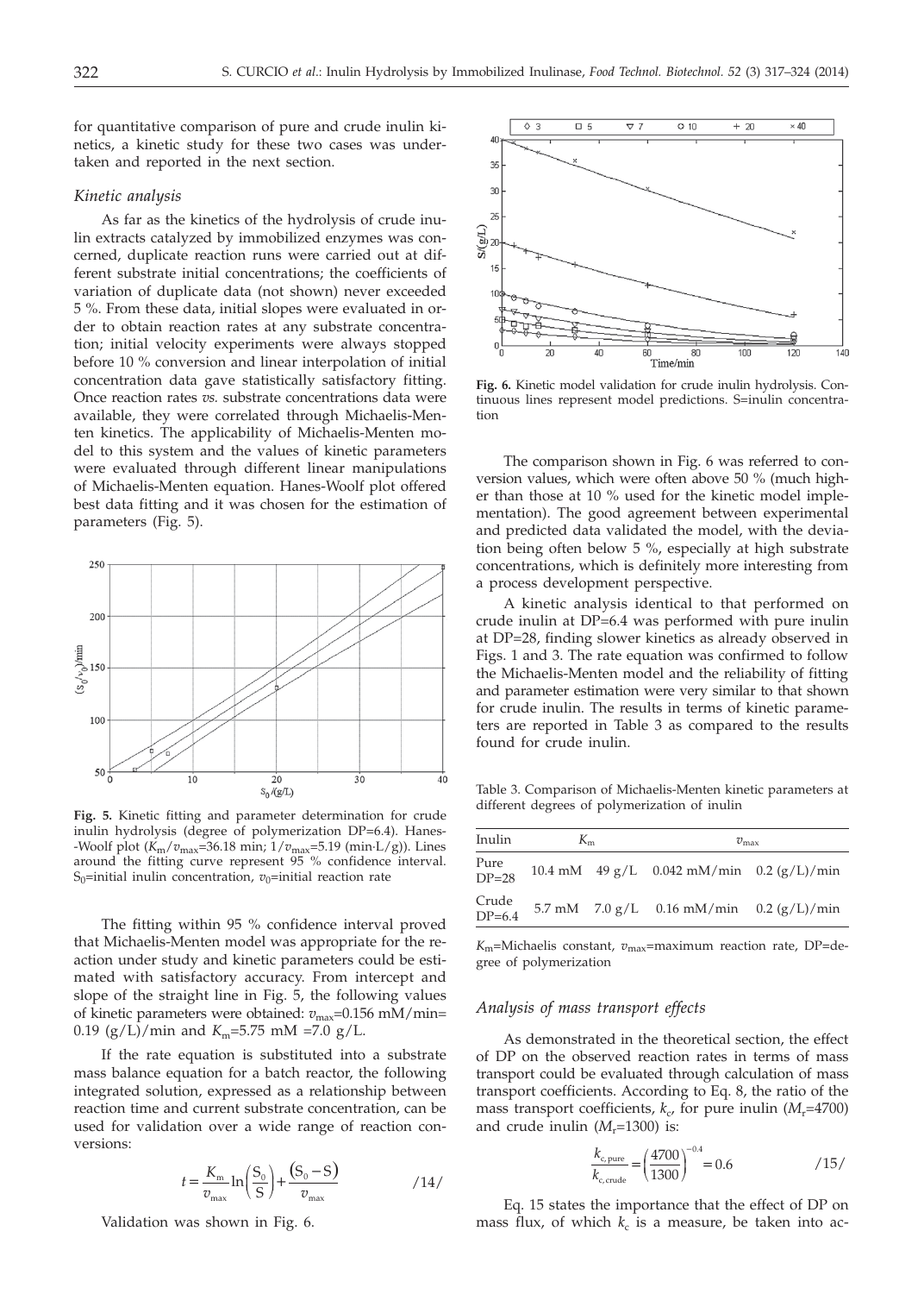for quantitative comparison of pure and crude inulin kinetics, a kinetic study for these two cases was undertaken and reported in the next section.

### *Kinetic analysis*

As far as the kinetics of the hydrolysis of crude inulin extracts catalyzed by immobilized enzymes was concerned, duplicate reaction runs were carried out at different substrate initial concentrations; the coefficients of variation of duplicate data (not shown) never exceeded 5 %. From these data, initial slopes were evaluated in order to obtain reaction rates at any substrate concentration; initial velocity experiments were always stopped before 10 % conversion and linear interpolation of initial concentration data gave statistically satisfactory fitting. Once reaction rates *vs.* substrate concentrations data were available, they were correlated through Michaelis-Menten kinetics. The applicability of Michaelis-Menten model to this system and the values of kinetic parameters were evaluated through different linear manipulations of Michaelis-Menten equation. Hanes-Woolf plot offered best data fitting and it was chosen for the estimation of parameters (Fig. 5).

**Fig. 5.** Kinetic fitting and parameter determination for crude inulin hydrolysis (degree of polymerization DP=6.4). Hanes-Woolf plot ($K_m/v_{max}$=36.18 min; $1/v_{max}$=5.19 (min·L/g)). Lines around the fitting curve represent 95 % confidence interval. $S_0$=initial inulin concentration, $v_0$=initial reaction rate

The fitting within 95 % confidence interval proved that Michaelis-Menten model was appropriate for the reaction under study and kinetic parameters could be estimated with satisfactory accuracy. From intercept and slope of the straight line in Fig. 5, the following values of kinetic parameters were obtained: $v_{max}$=0.156 mM/min= 0.19 (g/L)/min and $K_m$=5.75 mM =7.0 g/L.

If the rate equation is substituted into a substrate mass balance equation for a batch reactor, the following integrated solution, expressed as a relationship between reaction time and current substrate concentration, can be used for validation over a wide range of reaction conversions:

$$t = \frac{K_m}{v_{max}} \ln\left(\frac{S_0}{S}\right) + \frac{(S_0 - S)}{v_{max}} \qquad /14/$$

Validation was shown in Fig. 6.

**Fig. 6.** Kinetic model validation for crude inulin hydrolysis. Continuous lines represent model predictions. S=inulin concentration

The comparison shown in Fig. 6 was referred to conversion values, which were often above 50 % (much higher than those at 10 % used for the kinetic model implementation). The good agreement between experimental and predicted data validated the model, with the deviation being often below 5 %, especially at high substrate concentrations, which is definitely more interesting from a process development perspective.

A kinetic analysis identical to that performed on crude inulin at DP=6.4 was performed with pure inulin at DP=28, finding slower kinetics as already observed in Figs. 1 and 3. The rate equation was confirmed to follow the Michaelis-Menten model and the reliability of fitting and parameter estimation were very similar to that shown for crude inulin. The results in terms of kinetic parameters are reported in Table 3 as compared to the results found for crude inulin.

Table 3. Comparison of Michaelis-Menten kinetic parameters at different degrees of polymerization of inulin

| Inulin | $K_m$ | | $v_{max}$ | |
|---|---|---|---|---|
| Pure DP=28 | 10.4 mM | 49 g/L | 0.042 mM/min | 0.2 (g/L)/min |
| Crude DP=6.4 | 5.7 mM | 7.0 g/L | 0.16 mM/min | 0.2 (g/L)/min |

$K_m$=Michaelis constant, $v_{max}$=maximum reaction rate, DP=degree of polymerization

### *Analysis of mass transport effects*

As demonstrated in the theoretical section, the effect of DP on the observed reaction rates in terms of mass transport could be evaluated through calculation of mass transport coefficients. According to Eq. 8, the ratio of the mass transport coefficients, $k_c$, for pure inulin ($M_r$=4700) and crude inulin ($M_r$=1300) is:

$$\frac{k_{c,pure}}{k_{c,crude}} = \left(\frac{4700}{1300}\right)^{-0.4} = 0.6 \qquad /15/$$

Eq. 15 states the importance that the effect of DP on mass flux, of which $k_c$ is a measure, be taken into ac-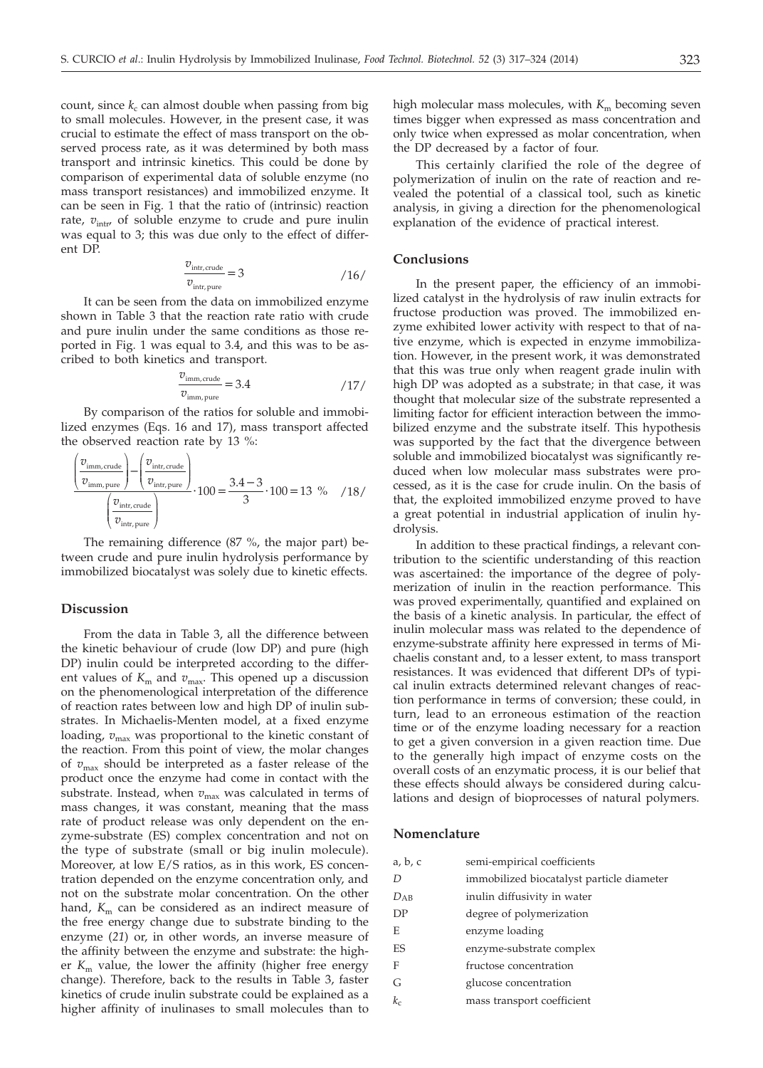count, since $k_c$ can almost double when passing from big to small molecules. However, in the present case, it was crucial to estimate the effect of mass transport on the observed process rate, as it was determined by both mass transport and intrinsic kinetics. This could be done by comparison of experimental data of soluble enzyme (no mass transport resistances) and immobilized enzyme. It can be seen in Fig. 1 that the ratio of (intrinsic) reaction rate, $v_{intr}$, of soluble enzyme to crude and pure inulin was equal to 3; this was due only to the effect of different DP.

$$\frac{v_{intr,crude}}{v_{intr,pure}} = 3 \qquad /16/$$

It can be seen from the data on immobilized enzyme shown in Table 3 that the reaction rate ratio with crude and pure inulin under the same conditions as those reported in Fig. 1 was equal to 3.4, and this was to be ascribed to both kinetics and transport.

$$\frac{v_{imm,crude}}{v_{imm,pure}} = 3.4 \qquad /17/$$

By comparison of the ratios for soluble and immobilized enzymes (Eqs. 16 and 17), mass transport affected the observed reaction rate by 13 %:

$$\frac{\left(\frac{v_{imm,crude}}{v_{imm,pure}}\right) - \left(\frac{v_{intr,crude}}{v_{intr,pure}}\right)}{\left(\frac{v_{intr,crude}}{v_{intr,pure}}\right)} \cdot 100 = \frac{3.4-3}{3} \cdot 100 = 13\ \% \qquad /18/$$

The remaining difference (87 %, the major part) between crude and pure inulin hydrolysis performance by immobilized biocatalyst was solely due to kinetic effects.

## Discussion

From the data in Table 3, all the difference between the kinetic behaviour of crude (low DP) and pure (high DP) inulin could be interpreted according to the different values of $K_m$ and $v_{max}$. This opened up a discussion on the phenomenological interpretation of the difference of reaction rates between low and high DP of inulin substrates. In Michaelis-Menten model, at a fixed enzyme loading, $v_{max}$ was proportional to the kinetic constant of the reaction. From this point of view, the molar changes of $v_{max}$ should be interpreted as a faster release of the product once the enzyme had come in contact with the substrate. Instead, when $v_{max}$ was calculated in terms of mass changes, it was constant, meaning that the mass rate of product release was only dependent on the enzyme-substrate (ES) complex concentration and not on the type of substrate (small or big inulin molecule). Moreover, at low E/S ratios, as in this work, ES concentration depended on the enzyme concentration only, and not on the substrate molar concentration. On the other hand, $K_m$ can be considered as an indirect measure of the free energy change due to substrate binding to the enzyme (*21*) or, in other words, an inverse measure of the affinity between the enzyme and substrate: the higher $K_m$ value, the lower the affinity (higher free energy change). Therefore, back to the results in Table 3, faster kinetics of crude inulin substrate could be explained as a higher affinity of inulinases to small molecules than to high molecular mass molecules, with $K_m$ becoming seven times bigger when expressed as mass concentration and only twice when expressed as molar concentration, when the DP decreased by a factor of four.

This certainly clarified the role of the degree of polymerization of inulin on the rate of reaction and revealed the potential of a classical tool, such as kinetic analysis, in giving a direction for the phenomenological explanation of the evidence of practical interest.

## Conclusions

In the present paper, the efficiency of an immobilized catalyst in the hydrolysis of raw inulin extracts for fructose production was proved. The immobilized enzyme exhibited lower activity with respect to that of native enzyme, which is expected in enzyme immobilization. However, in the present work, it was demonstrated that this was true only when reagent grade inulin with high DP was adopted as a substrate; in that case, it was thought that molecular size of the substrate represented a limiting factor for efficient interaction between the immobilized enzyme and the substrate itself. This hypothesis was supported by the fact that the divergence between soluble and immobilized biocatalyst was significantly reduced when low molecular mass substrates were processed, as it is the case for crude inulin. On the basis of that, the exploited immobilized enzyme proved to have a great potential in industrial application of inulin hydrolysis.

In addition to these practical findings, a relevant contribution to the scientific understanding of this reaction was ascertained: the importance of the degree of polymerization of inulin in the reaction performance. This was proved experimentally, quantified and explained on the basis of a kinetic analysis. In particular, the effect of inulin molecular mass was related to the dependence of enzyme-substrate affinity here expressed in terms of Michaelis constant and, to a lesser extent, to mass transport resistances. It was evidenced that different DPs of typical inulin extracts determined relevant changes of reaction performance in terms of conversion; these could, in turn, lead to an erroneous estimation of the reaction time or of the enzyme loading necessary for a reaction to get a given conversion in a given reaction time. Due to the generally high impact of enzyme costs on the overall costs of an enzymatic process, it is our belief that these effects should always be considered during calculations and design of bioprocesses of natural polymers.

## Nomenclature

| | |
|---|---|
| a, b, c | semi-empirical coefficients |
| $D$ | immobilized biocatalyst particle diameter |
| $D_{AB}$ | inulin diffusivity in water |
| DP | degree of polymerization |
| E | enzyme loading |
| ES | enzyme-substrate complex |
| F | fructose concentration |
| G | glucose concentration |
| $k_c$ | mass transport coefficient |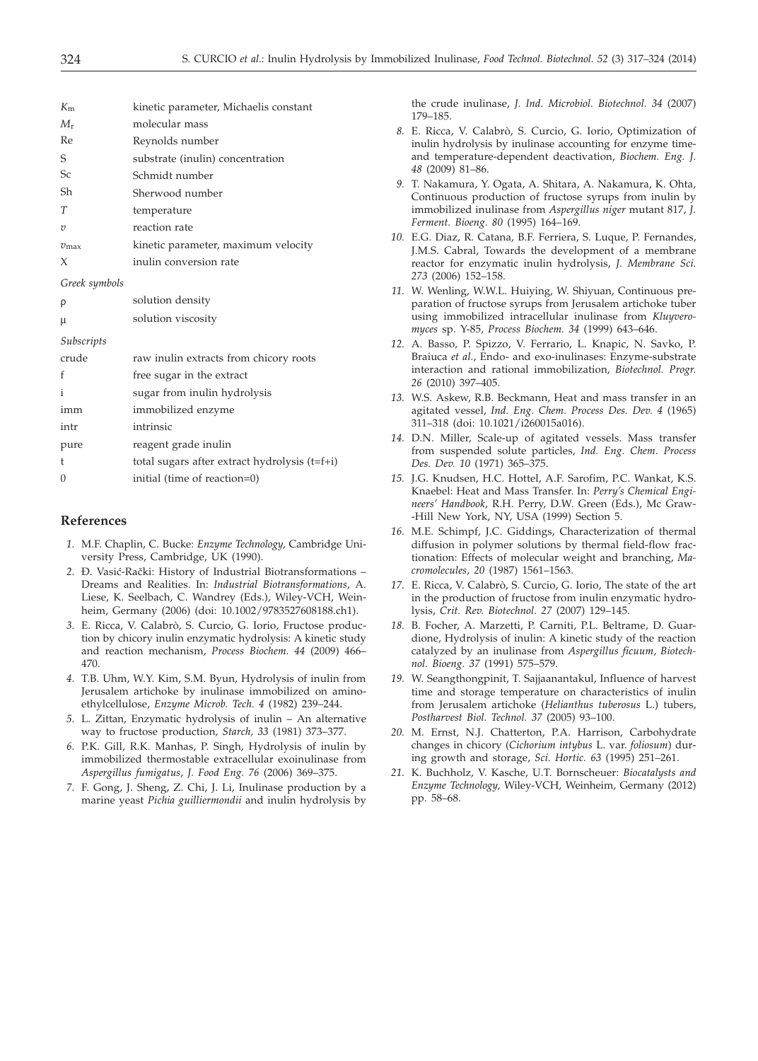| | |
|---|---|
| $K_m$ | kinetic parameter, Michaelis constant |
| $M_r$ | molecular mass |
| Re | Reynolds number |
| S | substrate (inulin) concentration |
| Sc | Schmidt number |
| Sh | Sherwood number |
| $T$ | temperature |
| $v$ | reaction rate |
| $v_{max}$ | kinetic parameter, maximum velocity |
| X | inulin conversion rate |

*Greek symbols*

| | |
|---|---|
| $\rho$ | solution density |
| $\mu$ | solution viscosity |

*Subscripts*

| | |
|---|---|
| crude | raw inulin extracts from chicory roots |
| f | free sugar in the extract |
| i | sugar from inulin hydrolysis |
| imm | immobilized enzyme |
| intr | intrinsic |
| pure | reagent grade inulin |
| t | total sugars after extract hydrolysis (t=f+i) |
| 0 | initial (time of reaction=0) |

## References

1. M.F. Chaplin, C. Bucke: *Enzyme Technology*, Cambridge University Press, Cambridge, UK (1990).
2. Đ. Vasić-Rački: History of Industrial Biotransformations – Dreams and Realities. In: *Industrial Biotransformations*, A. Liese, K. Seelbach, C. Wandrey (Eds.), Wiley-VCH, Weinheim, Germany (2006) (doi: 10.1002/9783527608188.ch1).
3. E. Ricca, V. Calabrò, S. Curcio, G. Iorio, Fructose production by chicory inulin enzymatic hydrolysis: A kinetic study and reaction mechanism, *Process Biochem. 44* (2009) 466–470.
4. T.B. Uhm, W.Y. Kim, S.M. Byun, Hydrolysis of inulin from Jerusalem artichoke by inulinase immobilized on aminoethylcellulose, *Enzyme Microb. Tech. 4* (1982) 239–244.
5. L. Zittan, Enzymatic hydrolysis of inulin – An alternative way to fructose production, *Starch, 33* (1981) 373–377.
6. P.K. Gill, R.K. Manhas, P. Singh, Hydrolysis of inulin by immobilized thermostable extracellular exoinulinase from *Aspergillus fumigatus*, *J. Food Eng. 76* (2006) 369–375.
7. F. Gong, J. Sheng, Z. Chi, J. Li, Inulinase production by a marine yeast *Pichia guilliermondii* and inulin hydrolysis by the crude inulinase, *J. Ind. Microbiol. Biotechnol. 34* (2007) 179–185.
8. E. Ricca, V. Calabrò, S. Curcio, G. Iorio, Optimization of inulin hydrolysis by inulinase accounting for enzyme time- and temperature-dependent deactivation, *Biochem. Eng. J. 48* (2009) 81–86.
9. T. Nakamura, Y. Ogata, A. Shitara, A. Nakamura, K. Ohta, Continuous production of fructose syrups from inulin by immobilized inulinase from *Aspergillus niger* mutant 817, *J. Ferment. Bioeng. 80* (1995) 164–169.
10. E.G. Diaz, R. Catana, B.F. Ferriera, S. Luque, P. Fernandes, J.M.S. Cabral, Towards the development of a membrane reactor for enzymatic inulin hydrolysis, *J. Membrane Sci. 273* (2006) 152–158.
11. W. Wenling, W.W.L. Huiying, W. Shiyuan, Continuous preparation of fructose syrups from Jerusalem artichoke tuber using immobilized intracellular inulinase from *Kluyveromyces* sp. Y-85, *Process Biochem. 34* (1999) 643–646.
12. A. Basso, P. Spizzo, V. Ferrario, L. Knapic, N. Savko, P. Braiuca *et al.*, Endo- and exo-inulinases: Enzyme-substrate interaction and rational immobilization, *Biotechnol. Progr. 26* (2010) 397–405.
13. W.S. Askew, R.B. Beckmann, Heat and mass transfer in an agitated vessel, *Ind. Eng. Chem. Process Des. Dev. 4* (1965) 311–318 (doi: 10.1021/i260015a016).
14. D.N. Miller, Scale-up of agitated vessels. Mass transfer from suspended solute particles, *Ind. Eng. Chem. Process Des. Dev. 10* (1971) 365–375.
15. J.G. Knudsen, H.C. Hottel, A.F. Sarofim, P.C. Wankat, K.S. Knaebel: Heat and Mass Transfer. In: *Perry's Chemical Engineers' Handbook*, R.H. Perry, D.W. Green (Eds.), Mc Graw-Hill New York, NY, USA (1999) Section 5.
16. M.E. Schimpf, J.C. Giddings, Characterization of thermal diffusion in polymer solutions by thermal field-flow fractionation: Effects of molecular weight and branching, *Macromolecules, 20* (1987) 1561–1563.
17. E. Ricca, V. Calabrò, S. Curcio, G. Iorio, The state of the art in the production of fructose from inulin enzymatic hydrolysis, *Crit. Rev. Biotechnol. 27* (2007) 129–145.
18. B. Focher, A. Marzetti, P. Carniti, P.L. Beltrame, D. Guardione, Hydrolysis of inulin: A kinetic study of the reaction catalyzed by an inulinase from *Aspergillus ficuum*, *Biotechnol. Bioeng. 37* (1991) 575–579.
19. W. Seangthongpinit, T. Sajjaanantakul, Influence of harvest time and storage temperature on characteristics of inulin from Jerusalem artichoke (*Helianthus tuberosus* L.) tubers, *Postharvest Biol. Technol. 37* (2005) 93–100.
20. M. Ernst, N.J. Chatterton, P.A. Harrison, Carbohydrate changes in chicory (*Cichorium intybus* L. var. *foliosum*) during growth and storage, *Sci. Hortic. 63* (1995) 251–261.
21. K. Buchholz, V. Kasche, U.T. Bornscheuer: *Biocatalysts and Enzyme Technology*, Wiley-VCH, Weinheim, Germany (2012) pp. 58–68.